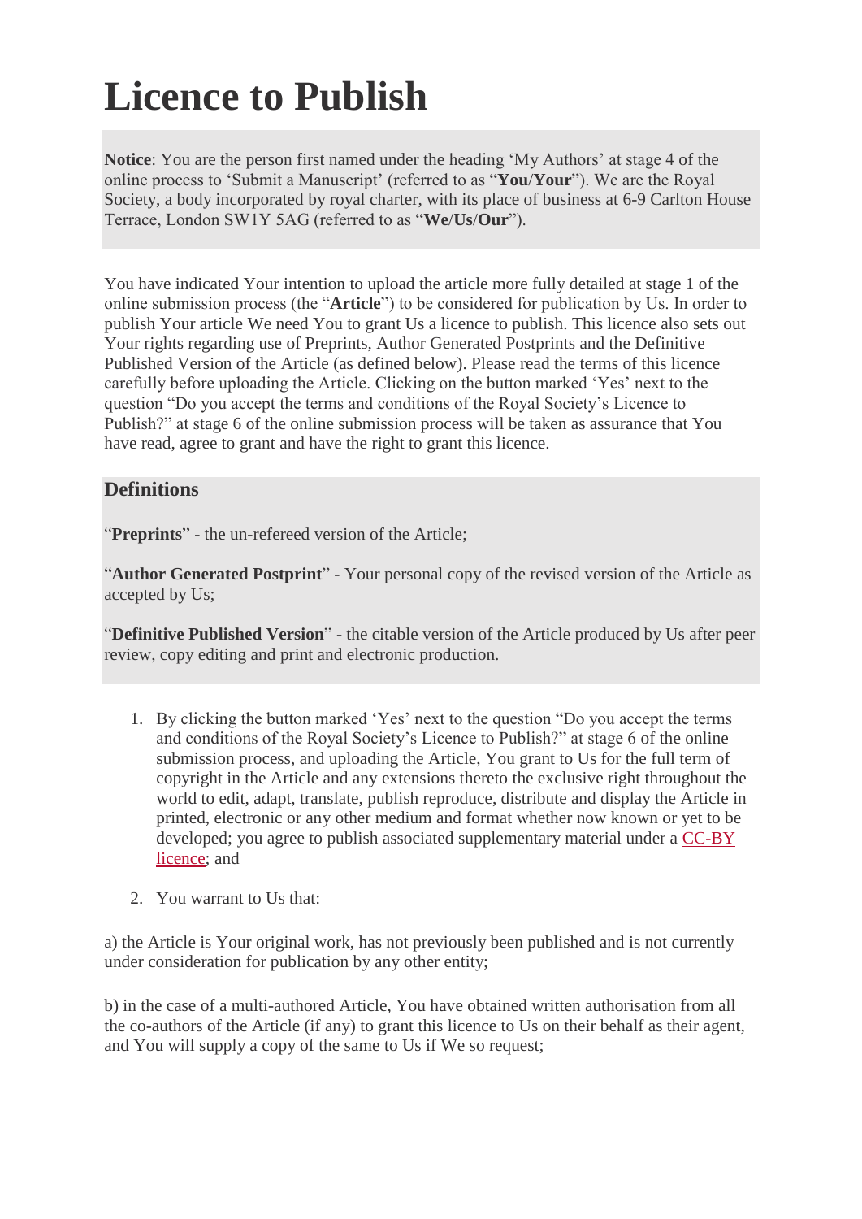# Licence to Publish

**Notice**: You are the person first named under the heading 'My Authors' at stage 4 of the online process to 'Submit a Manuscript' (referred to as "**You**/**Your**"). We are the Royal Society, a body incorporated by royal charter, with its place of business at 6-9 Carlton House Terrace, London SW1Y 5AG (referred to as "**We**/**Us**/**Our**").

You have indicated Your intention to upload the article more fully detailed at stage 1 of the online submission process (the "**Article**") to be considered for publication by Us. In order to publish Your article We need You to grant Us a licence to publish. This licence also sets out Your rights regarding use of Preprints, Author Generated Postprints and the Definitive Published Version of the Article (as defined below). Please read the terms of this licence carefully before uploading the Article. Clicking on the button marked 'Yes' next to the question "Do you accept the terms and conditions of the Royal Society's Licence to Publish?" at stage 6 of the online submission process will be taken as assurance that You have read, agree to grant and have the right to grant this licence.

## Definitions

"**Preprints**" - the un-refereed version of the Article;

"**Author Generated Postprint**" - Your personal copy of the revised version of the Article as accepted by Us;

"**Definitive Published Version**" - the citable version of the Article produced by Us after peer review, copy editing and print and electronic production.

1. By clicking the button marked 'Yes' next to the question "Do you accept the terms and conditions of the Royal Society's Licence to Publish?" at stage 6 of the online submission process, and uploading the Article, You grant to Us for the full term of copyright in the Article and any extensions thereto the exclusive right throughout the world to edit, adapt, translate, publish reproduce, distribute and display the Article in printed, electronic or any other medium and format whether now known or yet to be developed; you agree to publish associated supplementary material under a CC-BY licence; and

2. You warrant to Us that:

a) the Article is Your original work, has not previously been published and is not currently under consideration for publication by any other entity;

b) in the case of a multi-authored Article, You have obtained written authorisation from all the co-authors of the Article (if any) to grant this licence to Us on their behalf as their agent, and You will supply a copy of the same to Us if We so request;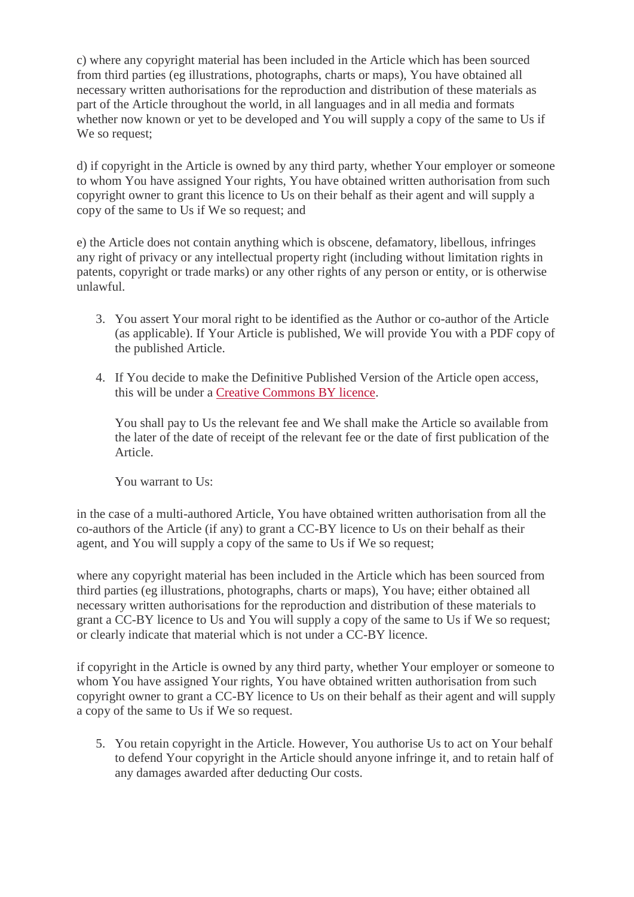c) where any copyright material has been included in the Article which has been sourced from third parties (eg illustrations, photographs, charts or maps), You have obtained all necessary written authorisations for the reproduction and distribution of these materials as part of the Article throughout the world, in all languages and in all media and formats whether now known or yet to be developed and You will supply a copy of the same to Us if We so request;

d) if copyright in the Article is owned by any third party, whether Your employer or someone to whom You have assigned Your rights, You have obtained written authorisation from such copyright owner to grant this licence to Us on their behalf as their agent and will supply a copy of the same to Us if We so request; and

e) the Article does not contain anything which is obscene, defamatory, libellous, infringes any right of privacy or any intellectual property right (including without limitation rights in patents, copyright or trade marks) or any other rights of any person or entity, or is otherwise unlawful.

3. You assert Your moral right to be identified as the Author or co-author of the Article (as applicable). If Your Article is published, We will provide You with a PDF copy of the published Article.

4. If You decide to make the Definitive Published Version of the Article open access, this will be under a Creative Commons BY licence.

   You shall pay to Us the relevant fee and We shall make the Article so available from the later of the date of receipt of the relevant fee or the date of first publication of the Article.

   You warrant to Us:

in the case of a multi-authored Article, You have obtained written authorisation from all the co-authors of the Article (if any) to grant a CC-BY licence to Us on their behalf as their agent, and You will supply a copy of the same to Us if We so request;

where any copyright material has been included in the Article which has been sourced from third parties (eg illustrations, photographs, charts or maps), You have; either obtained all necessary written authorisations for the reproduction and distribution of these materials to grant a CC-BY licence to Us and You will supply a copy of the same to Us if We so request; or clearly indicate that material which is not under a CC-BY licence.

if copyright in the Article is owned by any third party, whether Your employer or someone to whom You have assigned Your rights, You have obtained written authorisation from such copyright owner to grant a CC-BY licence to Us on their behalf as their agent and will supply a copy of the same to Us if We so request.

5. You retain copyright in the Article. However, You authorise Us to act on Your behalf to defend Your copyright in the Article should anyone infringe it, and to retain half of any damages awarded after deducting Our costs.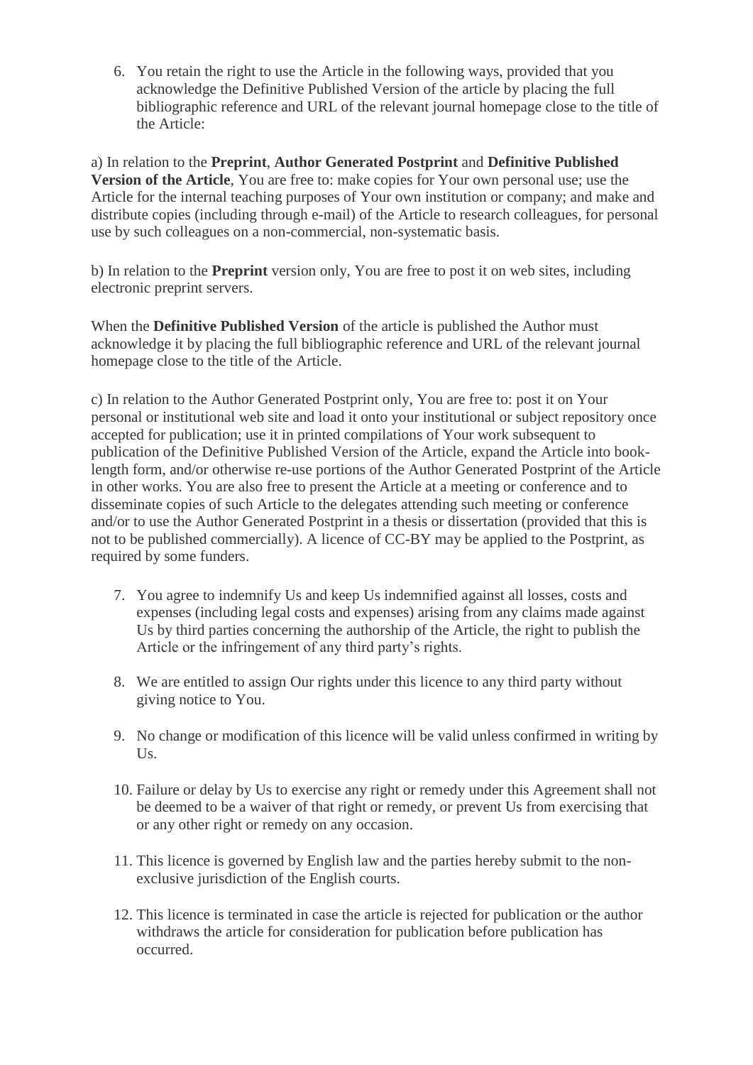6. You retain the right to use the Article in the following ways, provided that you acknowledge the Definitive Published Version of the article by placing the full bibliographic reference and URL of the relevant journal homepage close to the title of the Article:

a) In relation to the **Preprint**, **Author Generated Postprint** and **Definitive Published Version of the Article**, You are free to: make copies for Your own personal use; use the Article for the internal teaching purposes of Your own institution or company; and make and distribute copies (including through e-mail) of the Article to research colleagues, for personal use by such colleagues on a non-commercial, non-systematic basis.

b) In relation to the **Preprint** version only, You are free to post it on web sites, including electronic preprint servers.

When the **Definitive Published Version** of the article is published the Author must acknowledge it by placing the full bibliographic reference and URL of the relevant journal homepage close to the title of the Article.

c) In relation to the Author Generated Postprint only, You are free to: post it on Your personal or institutional web site and load it onto your institutional or subject repository once accepted for publication; use it in printed compilations of Your work subsequent to publication of the Definitive Published Version of the Article, expand the Article into book-length form, and/or otherwise re-use portions of the Author Generated Postprint of the Article in other works. You are also free to present the Article at a meeting or conference and to disseminate copies of such Article to the delegates attending such meeting or conference and/or to use the Author Generated Postprint in a thesis or dissertation (provided that this is not to be published commercially). A licence of CC-BY may be applied to the Postprint, as required by some funders.

7. You agree to indemnify Us and keep Us indemnified against all losses, costs and expenses (including legal costs and expenses) arising from any claims made against Us by third parties concerning the authorship of the Article, the right to publish the Article or the infringement of any third party's rights.

8. We are entitled to assign Our rights under this licence to any third party without giving notice to You.

9. No change or modification of this licence will be valid unless confirmed in writing by Us.

10. Failure or delay by Us to exercise any right or remedy under this Agreement shall not be deemed to be a waiver of that right or remedy, or prevent Us from exercising that or any other right or remedy on any occasion.

11. This licence is governed by English law and the parties hereby submit to the non-exclusive jurisdiction of the English courts.

12. This licence is terminated in case the article is rejected for publication or the author withdraws the article for consideration for publication before publication has occurred.